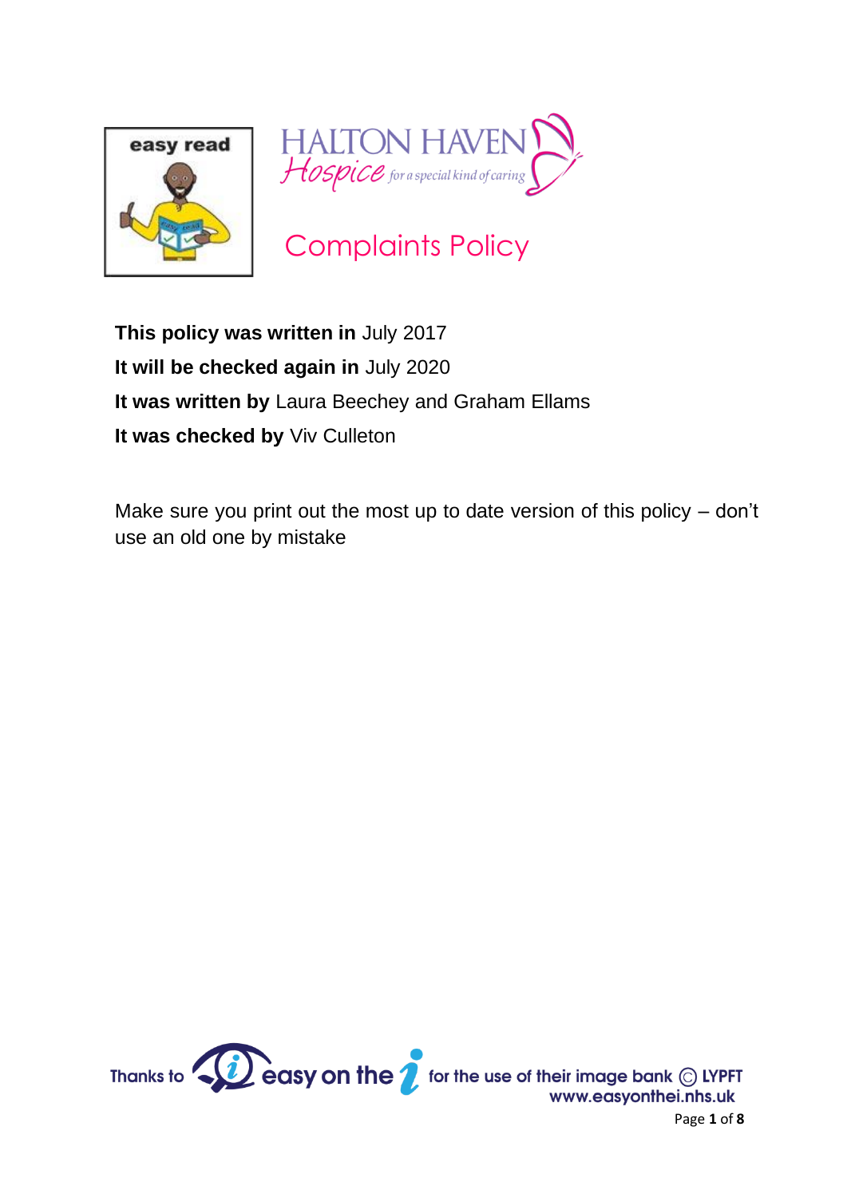HALTON HAVEN Hospice *for a special kind of caring*

# Complaints Policy

**This policy was written in** July 2017

**It will be checked again in** July 2020

**It was written by** Laura Beechey and Graham Ellams

**It was checked by** Viv Culleton

Make sure you print out the most up to date version of this policy – don't use an old one by mistake

Thanks to easy on the i for the use of their image bank © LYPFT www.easyonthei.nhs.uk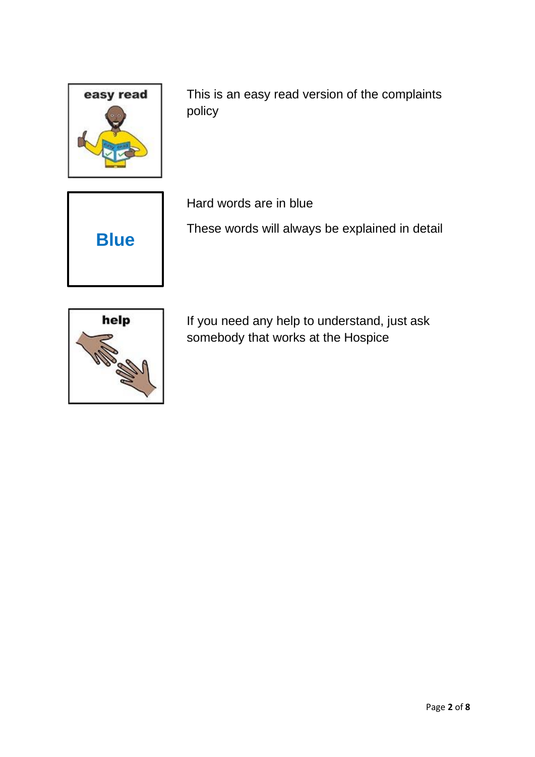easy read

This is an easy read version of the complaints policy

Blue

Hard words are in blue

These words will always be explained in detail

help

If you need any help to understand, just ask somebody that works at the Hospice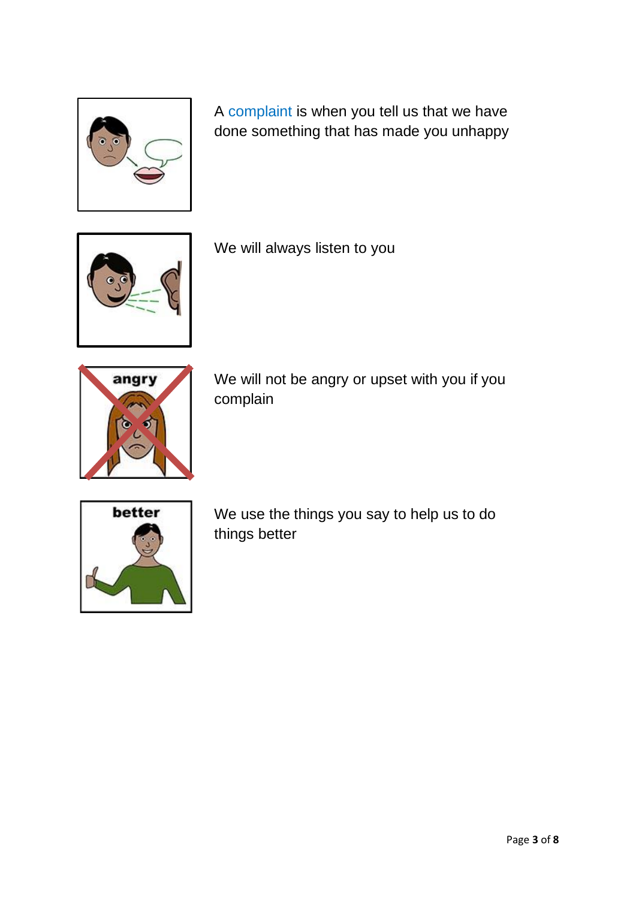A complaint is when you tell us that we have done something that has made you unhappy

We will always listen to you

We will not be angry or upset with you if you complain

We use the things you say to help us to do things better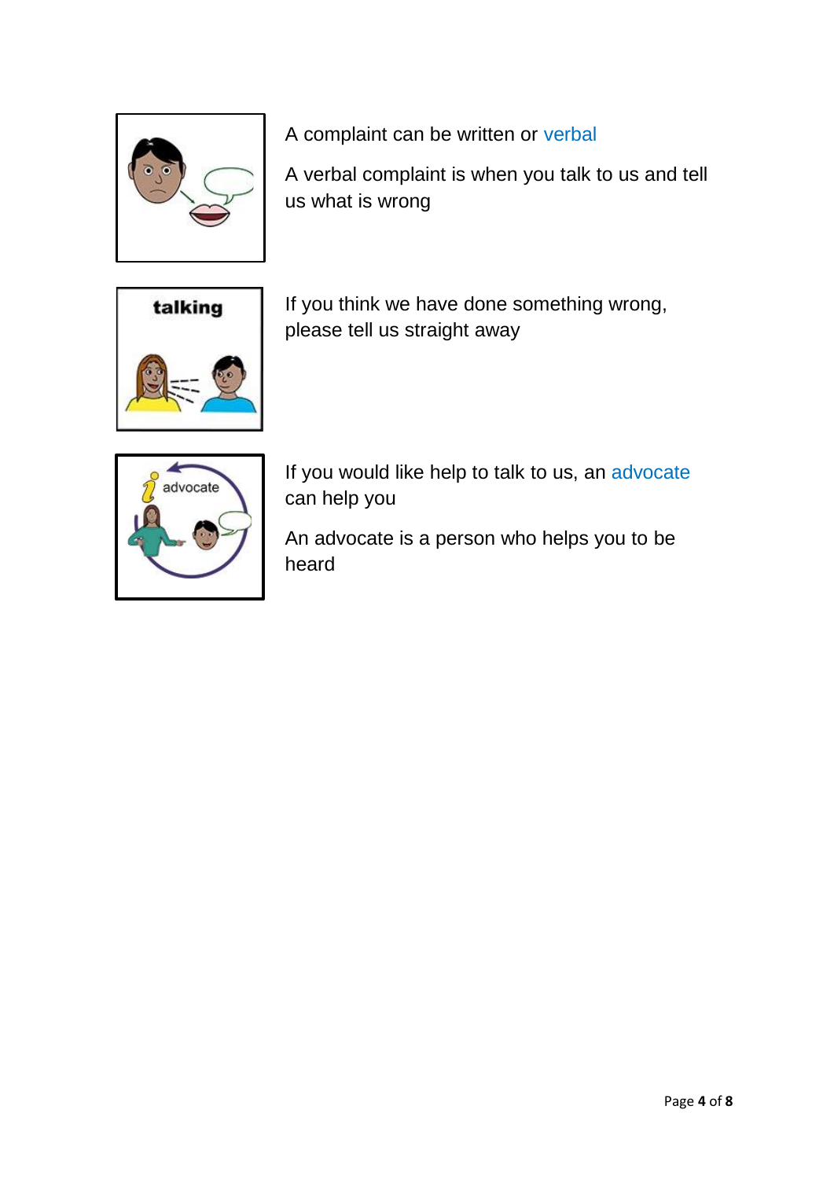A complaint can be written or verbal

A verbal complaint is when you talk to us and tell us what is wrong

If you think we have done something wrong, please tell us straight away

If you would like help to talk to us, an advocate can help you

An advocate is a person who helps you to be heard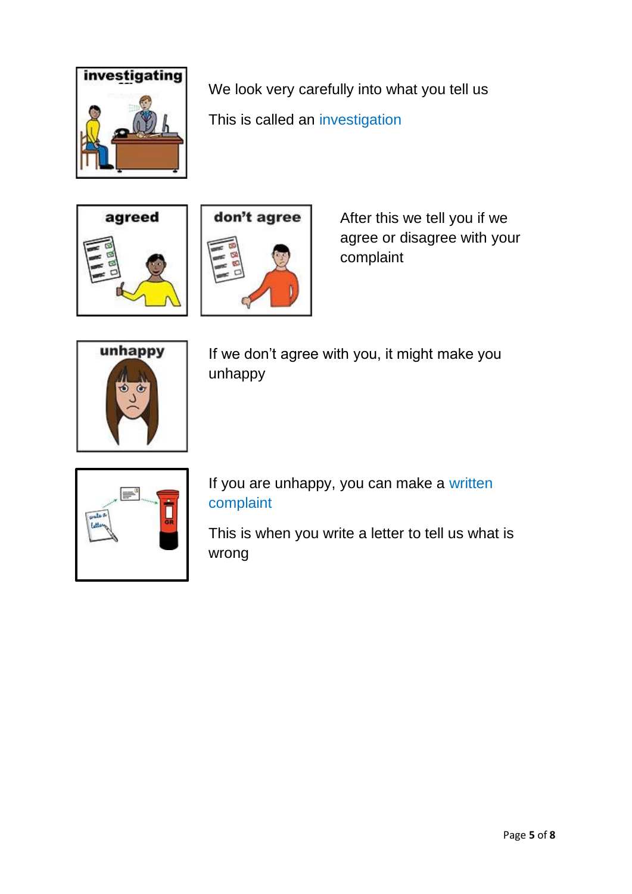We look very carefully into what you tell us

This is called an investigation

After this we tell you if we agree or disagree with your complaint

If we don't agree with you, it might make you unhappy

If you are unhappy, you can make a written complaint

This is when you write a letter to tell us what is wrong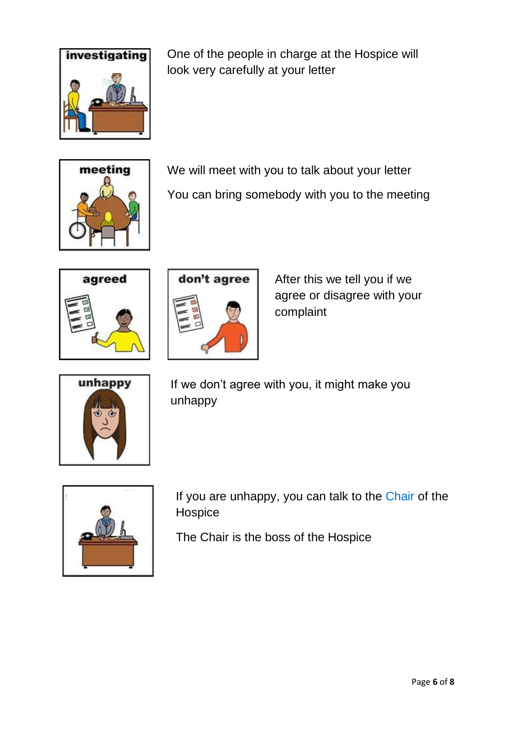One of the people in charge at the Hospice will look very carefully at your letter

We will meet with you to talk about your letter

You can bring somebody with you to the meeting

After this we tell you if we agree or disagree with your complaint

If we don't agree with you, it might make you unhappy

If you are unhappy, you can talk to the Chair of the Hospice

The Chair is the boss of the Hospice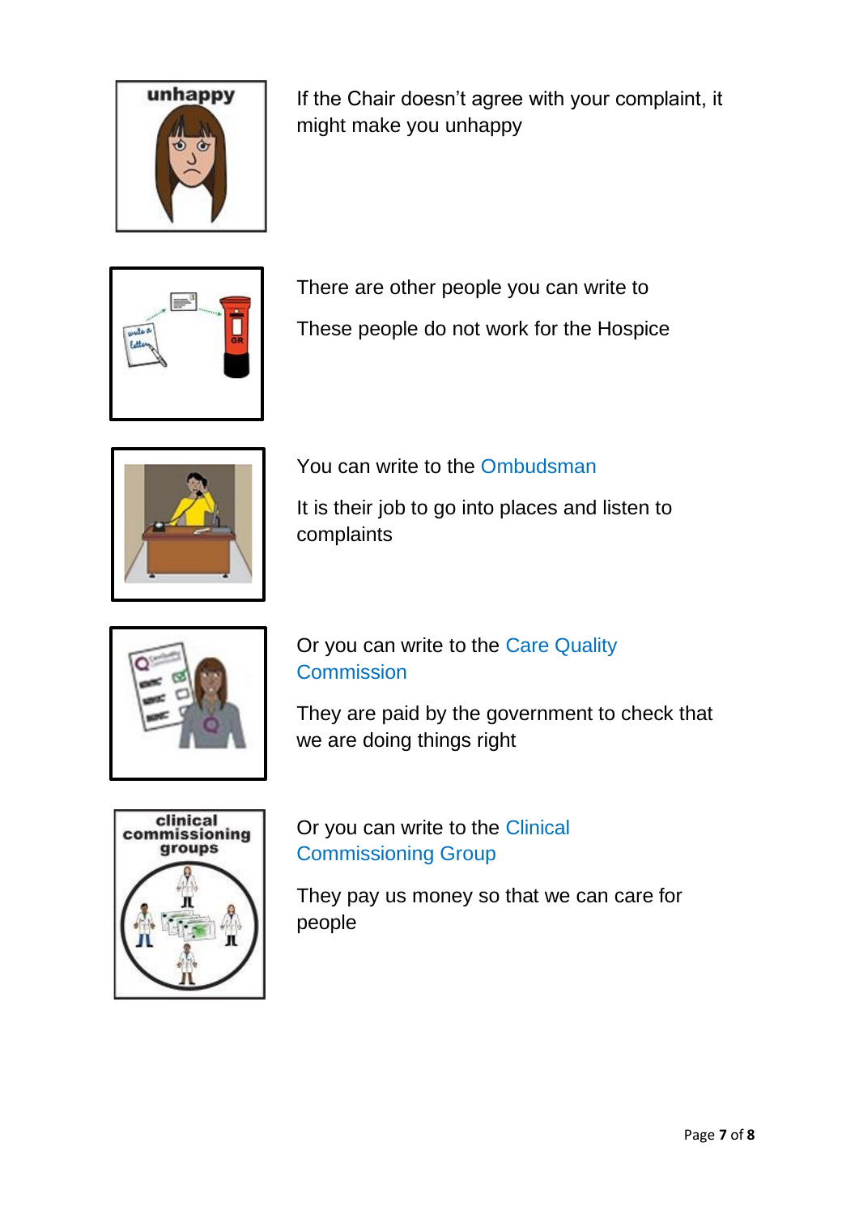If the Chair doesn't agree with your complaint, it might make you unhappy

There are other people you can write to

These people do not work for the Hospice

You can write to the Ombudsman

It is their job to go into places and listen to complaints

Or you can write to the Care Quality Commission

They are paid by the government to check that we are doing things right

Or you can write to the Clinical Commissioning Group

They pay us money so that we can care for people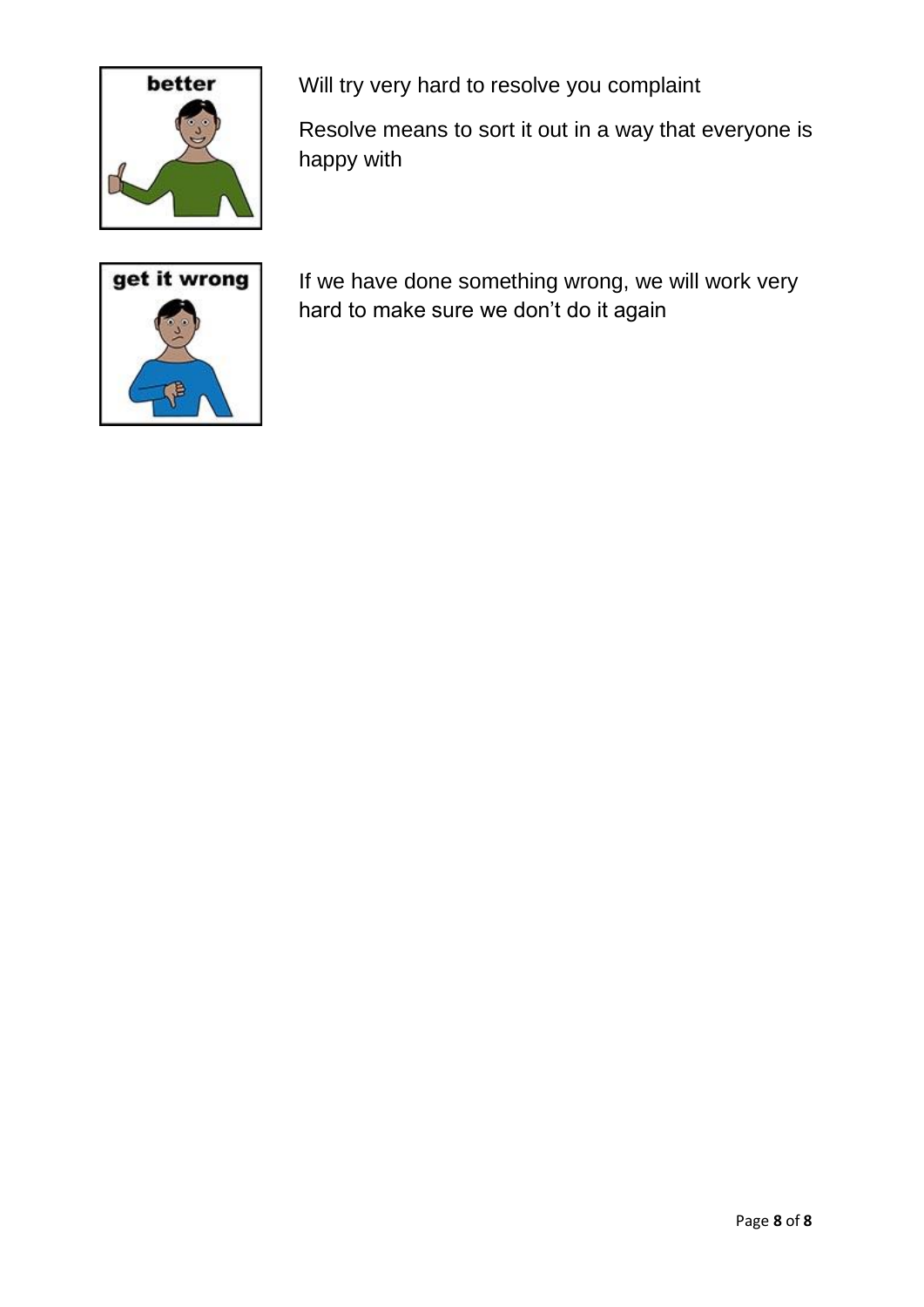better

Will try very hard to resolve you complaint

Resolve means to sort it out in a way that everyone is happy with

get it wrong

If we have done something wrong, we will work very hard to make sure we don’t do it again